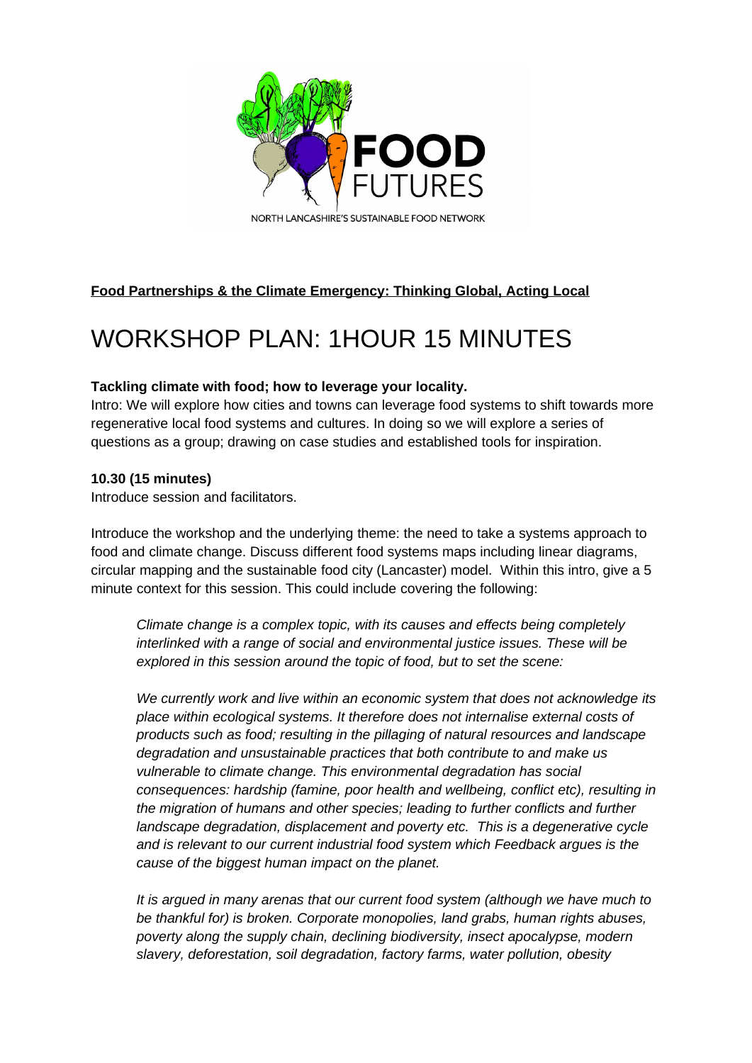FOOD FUTURES

NORTH LANCASHIRE'S SUSTAINABLE FOOD NETWORK

**Food Partnerships & the Climate Emergency: Thinking Global, Acting Local**

# WORKSHOP PLAN: 1HOUR 15 MINUTES

**Tackling climate with food; how to leverage your locality.**

Intro: We will explore how cities and towns can leverage food systems to shift towards more regenerative local food systems and cultures. In doing so we will explore a series of questions as a group; drawing on case studies and established tools for inspiration.

**10.30 (15 minutes)**

Introduce session and facilitators.

Introduce the workshop and the underlying theme: the need to take a systems approach to food and climate change. Discuss different food systems maps including linear diagrams, circular mapping and the sustainable food city (Lancaster) model. Within this intro, give a 5 minute context for this session. This could include covering the following:

> *Climate change is a complex topic, with its causes and effects being completely interlinked with a range of social and environmental justice issues. These will be explored in this session around the topic of food, but to set the scene:*
>
> *We currently work and live within an economic system that does not acknowledge its place within ecological systems. It therefore does not internalise external costs of products such as food; resulting in the pillaging of natural resources and landscape degradation and unsustainable practices that both contribute to and make us vulnerable to climate change. This environmental degradation has social consequences: hardship (famine, poor health and wellbeing, conflict etc), resulting in the migration of humans and other species; leading to further conflicts and further landscape degradation, displacement and poverty etc. This is a degenerative cycle and is relevant to our current industrial food system which Feedback argues is the cause of the biggest human impact on the planet.*
>
> *It is argued in many arenas that our current food system (although we have much to be thankful for) is broken. Corporate monopolies, land grabs, human rights abuses, poverty along the supply chain, declining biodiversity, insect apocalypse, modern slavery, deforestation, soil degradation, factory farms, water pollution, obesity*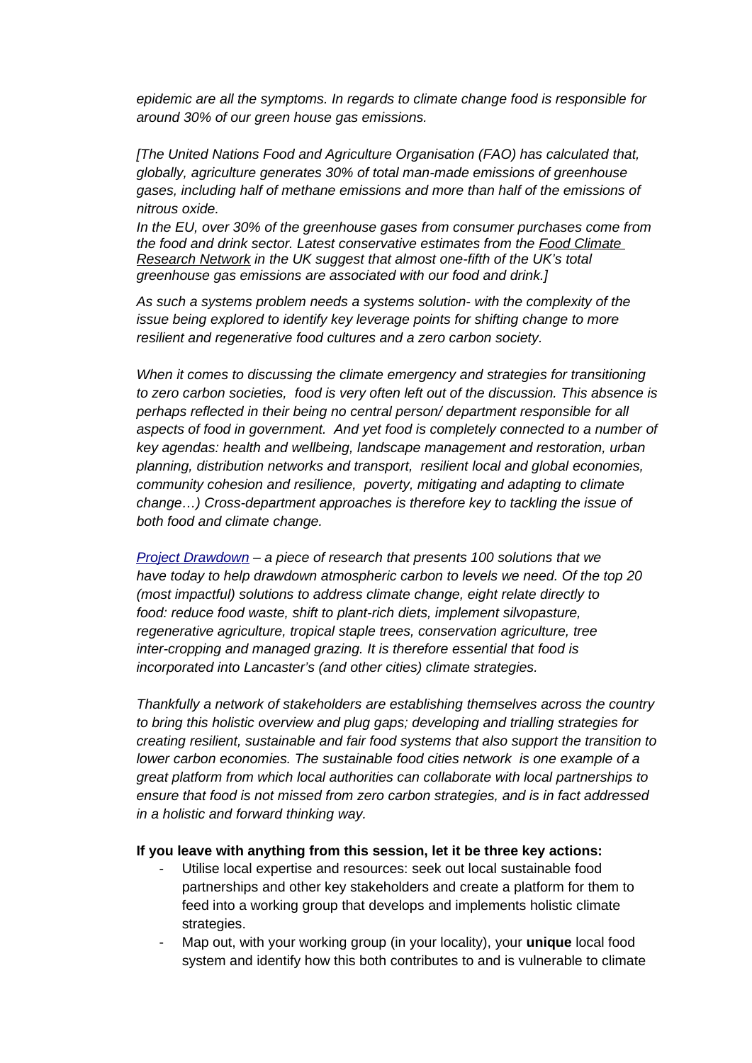*epidemic are all the symptoms. In regards to climate change food is responsible for around 30% of our green house gas emissions.*

*[The United Nations Food and Agriculture Organisation (FAO) has calculated that, globally, agriculture generates 30% of total man-made emissions of greenhouse gases, including half of methane emissions and more than half of the emissions of nitrous oxide.*

*In the EU, over 30% of the greenhouse gases from consumer purchases come from the food and drink sector. Latest conservative estimates from the Food Climate Research Network in the UK suggest that almost one-fifth of the UK's total greenhouse gas emissions are associated with our food and drink.]*

*As such a systems problem needs a systems solution- with the complexity of the issue being explored to identify key leverage points for shifting change to more resilient and regenerative food cultures and a zero carbon society.*

*When it comes to discussing the climate emergency and strategies for transitioning to zero carbon societies, food is very often left out of the discussion. This absence is perhaps reflected in their being no central person/ department responsible for all aspects of food in government. And yet food is completely connected to a number of key agendas: health and wellbeing, landscape management and restoration, urban planning, distribution networks and transport, resilient local and global economies, community cohesion and resilience, poverty, mitigating and adapting to climate change…) Cross-department approaches is therefore key to tackling the issue of both food and climate change.*

*Project Drawdown – a piece of research that presents 100 solutions that we have today to help drawdown atmospheric carbon to levels we need. Of the top 20 (most impactful) solutions to address climate change, eight relate directly to food: reduce food waste, shift to plant-rich diets, implement silvopasture, regenerative agriculture, tropical staple trees, conservation agriculture, tree inter-cropping and managed grazing. It is therefore essential that food is incorporated into Lancaster's (and other cities) climate strategies.*

*Thankfully a network of stakeholders are establishing themselves across the country to bring this holistic overview and plug gaps; developing and trialling strategies for creating resilient, sustainable and fair food systems that also support the transition to lower carbon economies. The sustainable food cities network is one example of a great platform from which local authorities can collaborate with local partnerships to ensure that food is not missed from zero carbon strategies, and is in fact addressed in a holistic and forward thinking way.*

**If you leave with anything from this session, let it be three key actions:**

- Utilise local expertise and resources: seek out local sustainable food partnerships and other key stakeholders and create a platform for them to feed into a working group that develops and implements holistic climate strategies.
- Map out, with your working group (in your locality), your **unique** local food system and identify how this both contributes to and is vulnerable to climate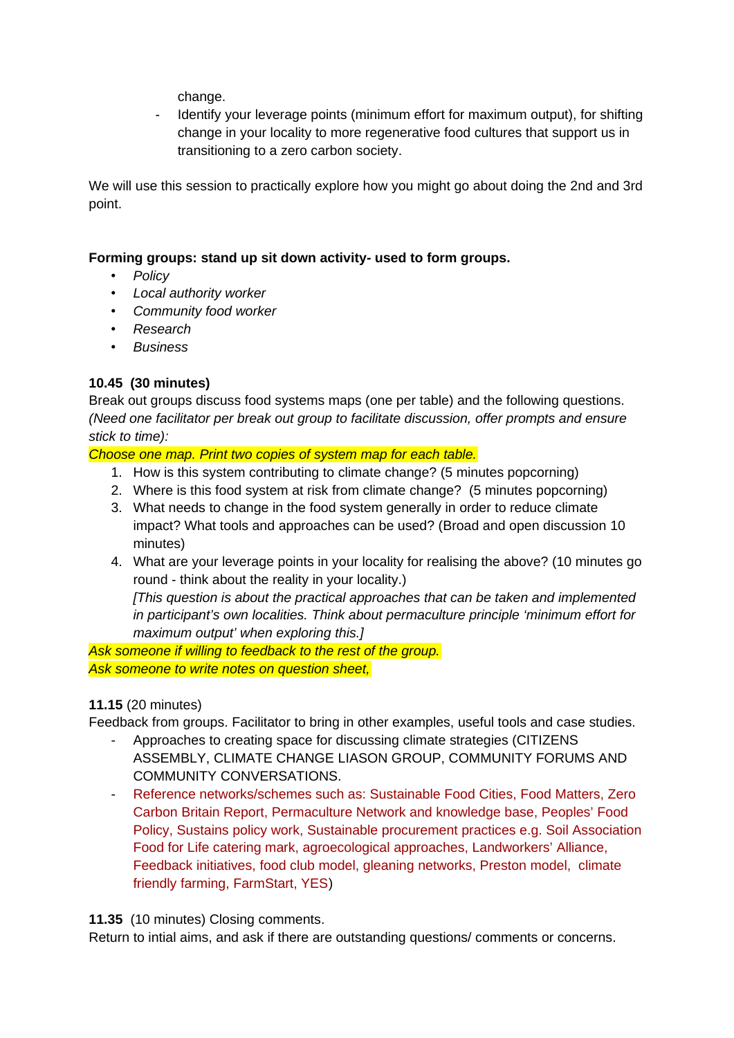change.

- Identify your leverage points (minimum effort for maximum output), for shifting change in your locality to more regenerative food cultures that support us in transitioning to a zero carbon society.

We will use this session to practically explore how you might go about doing the 2nd and 3rd point.

**Forming groups: stand up sit down activity- used to form groups.**

- *Policy*
- *Local authority worker*
- *Community food worker*
- *Research*
- *Business*

**10.45 (30 minutes)**

Break out groups discuss food systems maps (one per table) and the following questions. *(Need one facilitator per break out group to facilitate discussion, offer prompts and ensure stick to time):*

*Choose one map. Print two copies of system map for each table.*

1. How is this system contributing to climate change? (5 minutes popcorning)
2. Where is this food system at risk from climate change? (5 minutes popcorning)
3. What needs to change in the food system generally in order to reduce climate impact? What tools and approaches can be used? (Broad and open discussion 10 minutes)
4. What are your leverage points in your locality for realising the above? (10 minutes go round - think about the reality in your locality.)
   *[This question is about the practical approaches that can be taken and implemented in participant's own localities. Think about permaculture principle 'minimum effort for maximum output' when exploring this.]*

*Ask someone if willing to feedback to the rest of the group.*
*Ask someone to write notes on question sheet,*

**11.15** (20 minutes)

Feedback from groups. Facilitator to bring in other examples, useful tools and case studies.

- Approaches to creating space for discussing climate strategies (CITIZENS ASSEMBLY, CLIMATE CHANGE LIASON GROUP, COMMUNITY FORUMS AND COMMUNITY CONVERSATIONS.
- Reference networks/schemes such as: Sustainable Food Cities, Food Matters, Zero Carbon Britain Report, Permaculture Network and knowledge base, Peoples' Food Policy, Sustains policy work, Sustainable procurement practices e.g. Soil Association Food for Life catering mark, agroecological approaches, Landworkers' Alliance, Feedback initiatives, food club model, gleaning networks, Preston model, climate friendly farming, FarmStart, YES)

**11.35** (10 minutes) Closing comments.

Return to intial aims, and ask if there are outstanding questions/ comments or concerns.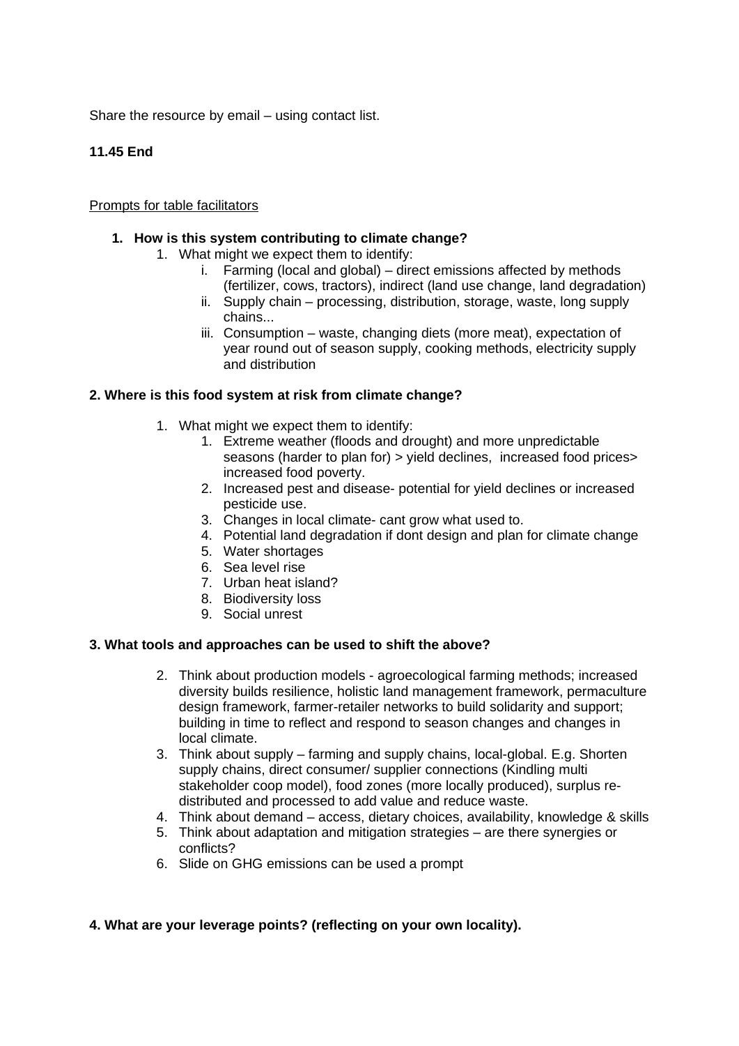Share the resource by email – using contact list.

**11.45 End**

Prompts for table facilitators

1. **How is this system contributing to climate change?**
    1. What might we expect them to identify:
        i. Farming (local and global) – direct emissions affected by methods (fertilizer, cows, tractors), indirect (land use change, land degradation)
        ii. Supply chain – processing, distribution, storage, waste, long supply chains...
        iii. Consumption – waste, changing diets (more meat), expectation of year round out of season supply, cooking methods, electricity supply and distribution

**2. Where is this food system at risk from climate change?**

1. What might we expect them to identify:
    1. Extreme weather (floods and drought) and more unpredictable seasons (harder to plan for) > yield declines, increased food prices> increased food poverty.
    2. Increased pest and disease- potential for yield declines or increased pesticide use.
    3. Changes in local climate- cant grow what used to.
    4. Potential land degradation if dont design and plan for climate change
    5. Water shortages
    6. Sea level rise
    7. Urban heat island?
    8. Biodiversity loss
    9. Social unrest

**3. What tools and approaches can be used to shift the above?**

2. Think about production models - agroecological farming methods; increased diversity builds resilience, holistic land management framework, permaculture design framework, farmer-retailer networks to build solidarity and support; building in time to reflect and respond to season changes and changes in local climate.
3. Think about supply – farming and supply chains, local-global. E.g. Shorten supply chains, direct consumer/ supplier connections (Kindling multi stakeholder coop model), food zones (more locally produced), surplus re-distributed and processed to add value and reduce waste.
4. Think about demand – access, dietary choices, availability, knowledge & skills
5. Think about adaptation and mitigation strategies – are there synergies or conflicts?
6. Slide on GHG emissions can be used a prompt

**4. What are your leverage points? (reflecting on your own locality).**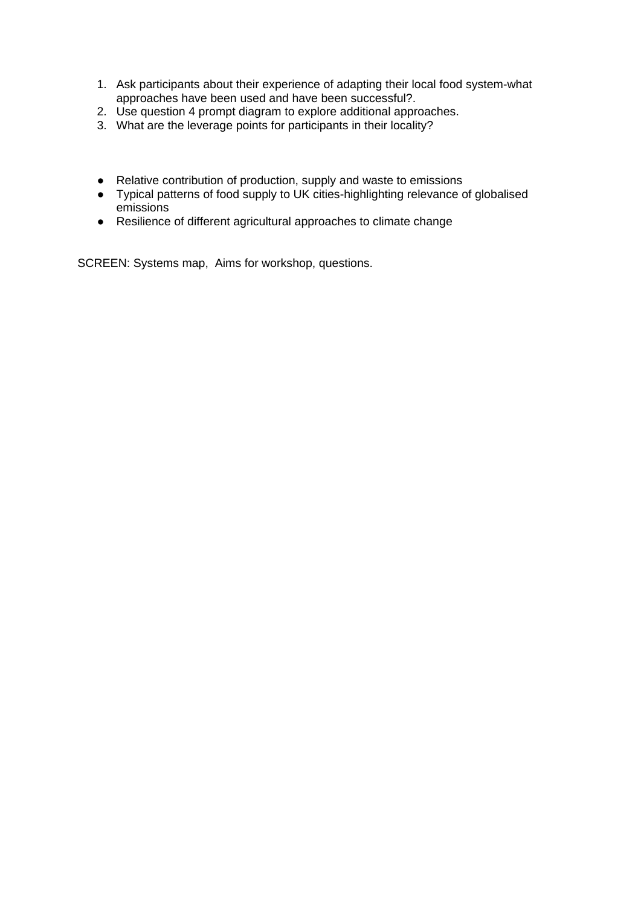1. Ask participants about their experience of adapting their local food system-what approaches have been used and have been successful?.
2. Use question 4 prompt diagram to explore additional approaches.
3. What are the leverage points for participants in their locality?

- Relative contribution of production, supply and waste to emissions
- Typical patterns of food supply to UK cities-highlighting relevance of globalised emissions
- Resilience of different agricultural approaches to climate change

SCREEN: Systems map, Aims for workshop, questions.